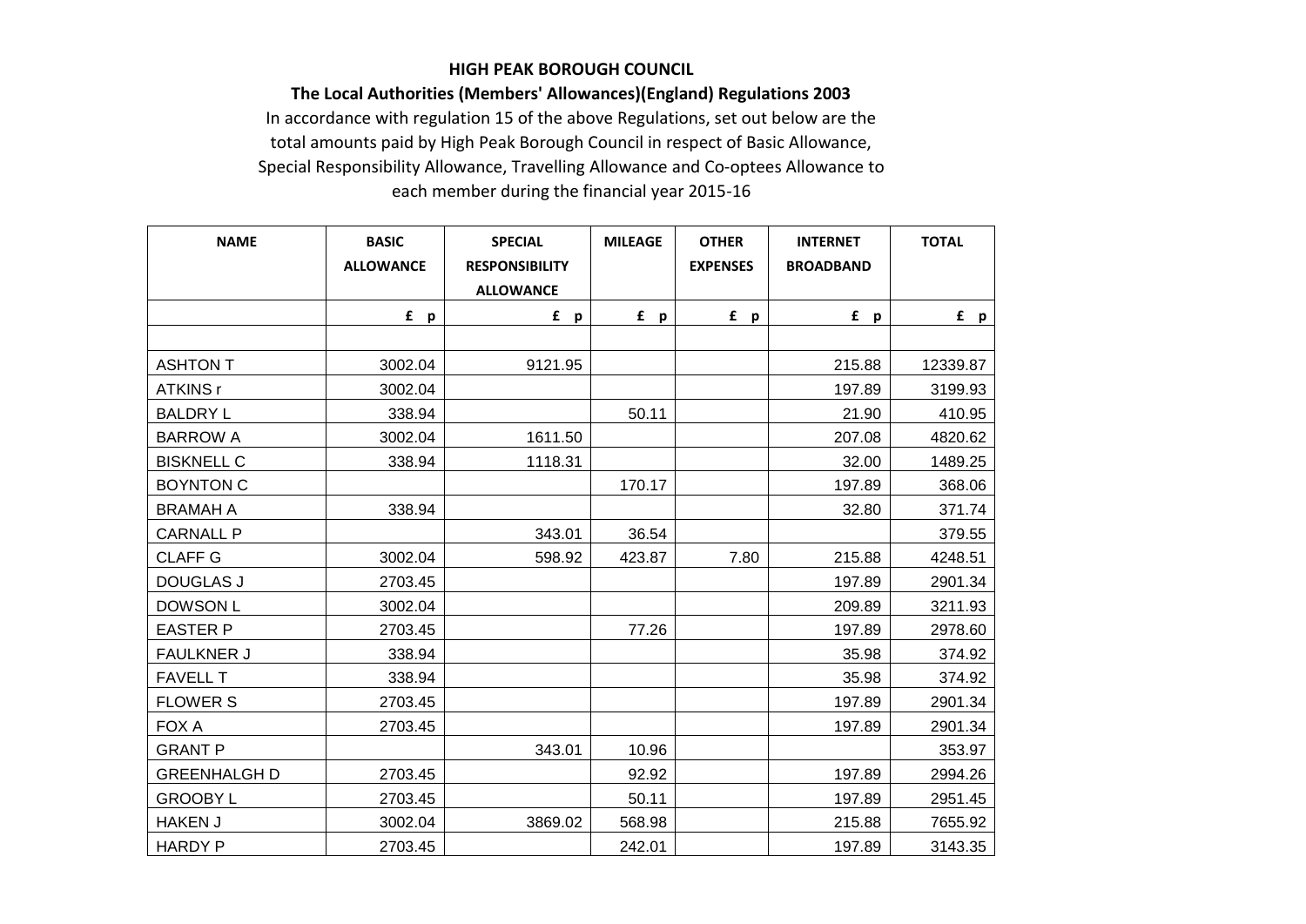**HIGH PEAK BOROUGH COUNCIL**

**The Local Authorities (Members' Allowances)(England) Regulations 2003**

In accordance with regulation 15 of the above Regulations, set out below are the total amounts paid by High Peak Borough Council in respect of Basic Allowance, Special Responsibility Allowance, Travelling Allowance and Co-optees Allowance to each member during the financial year 2015-16

| NAME | BASIC ALLOWANCE | SPECIAL RESPONSIBILITY ALLOWANCE | MILEAGE | OTHER EXPENSES | INTERNET BROADBAND | TOTAL |
|---|---|---|---|---|---|---|
| | £ p | £ p | £ p | £ p | £ p | £ p |
| | | | | | | |
| ASHTON T | 3002.04 | 9121.95 | | | 215.88 | 12339.87 |
| ATKINS r | 3002.04 | | | | 197.89 | 3199.93 |
| BALDRY L | 338.94 | | 50.11 | | 21.90 | 410.95 |
| BARROW A | 3002.04 | 1611.50 | | | 207.08 | 4820.62 |
| BISKNELL C | 338.94 | 1118.31 | | | 32.00 | 1489.25 |
| BOYNTON C | | | 170.17 | | 197.89 | 368.06 |
| BRAMAH A | 338.94 | | | | 32.80 | 371.74 |
| CARNALL P | | 343.01 | 36.54 | | | 379.55 |
| CLAFF G | 3002.04 | 598.92 | 423.87 | 7.80 | 215.88 | 4248.51 |
| DOUGLAS J | 2703.45 | | | | 197.89 | 2901.34 |
| DOWSON L | 3002.04 | | | | 209.89 | 3211.93 |
| EASTER P | 2703.45 | | 77.26 | | 197.89 | 2978.60 |
| FAULKNER J | 338.94 | | | | 35.98 | 374.92 |
| FAVELL T | 338.94 | | | | 35.98 | 374.92 |
| FLOWER S | 2703.45 | | | | 197.89 | 2901.34 |
| FOX A | 2703.45 | | | | 197.89 | 2901.34 |
| GRANT P | | 343.01 | 10.96 | | | 353.97 |
| GREENHALGH D | 2703.45 | | 92.92 | | 197.89 | 2994.26 |
| GROOBY L | 2703.45 | | 50.11 | | 197.89 | 2951.45 |
| HAKEN J | 3002.04 | 3869.02 | 568.98 | | 215.88 | 7655.92 |
| HARDY P | 2703.45 | | 242.01 | | 197.89 | 3143.35 |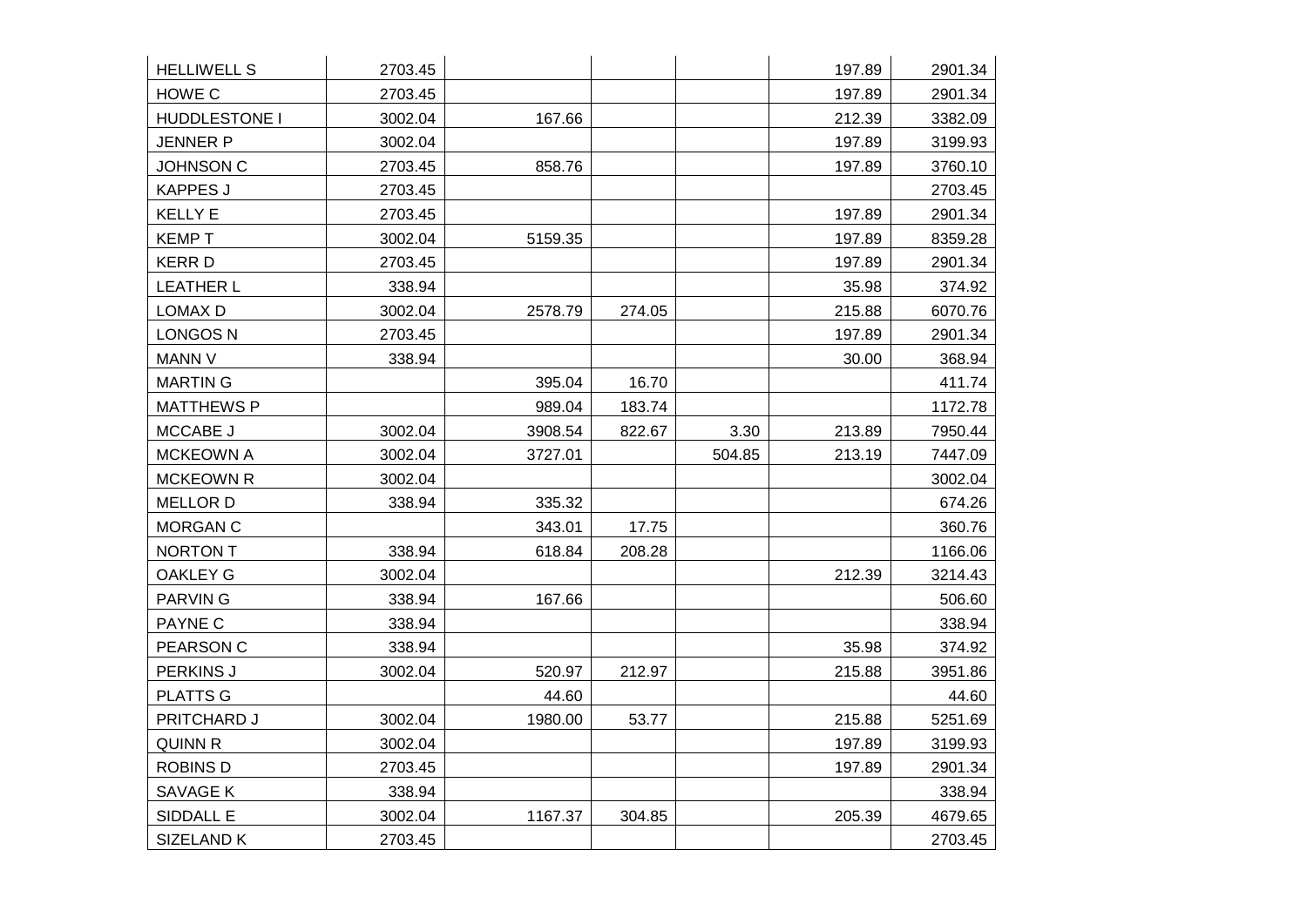| | | | | | | |
|---|---|---|---|---|---|---|
| HELLIWELL S | 2703.45 | | | | 197.89 | 2901.34 |
| HOWE C | 2703.45 | | | | 197.89 | 2901.34 |
| HUDDLESTONE I | 3002.04 | 167.66 | | | 212.39 | 3382.09 |
| JENNER P | 3002.04 | | | | 197.89 | 3199.93 |
| JOHNSON C | 2703.45 | 858.76 | | | 197.89 | 3760.10 |
| KAPPES J | 2703.45 | | | | | 2703.45 |
| KELLY E | 2703.45 | | | | 197.89 | 2901.34 |
| KEMP T | 3002.04 | 5159.35 | | | 197.89 | 8359.28 |
| KERR D | 2703.45 | | | | 197.89 | 2901.34 |
| LEATHER L | 338.94 | | | | 35.98 | 374.92 |
| LOMAX D | 3002.04 | 2578.79 | 274.05 | | 215.88 | 6070.76 |
| LONGOS N | 2703.45 | | | | 197.89 | 2901.34 |
| MANN V | 338.94 | | | | 30.00 | 368.94 |
| MARTIN G | | 395.04 | 16.70 | | | 411.74 |
| MATTHEWS P | | 989.04 | 183.74 | | | 1172.78 |
| MCCABE J | 3002.04 | 3908.54 | 822.67 | 3.30 | 213.89 | 7950.44 |
| MCKEOWN A | 3002.04 | 3727.01 | | 504.85 | 213.19 | 7447.09 |
| MCKEOWN R | 3002.04 | | | | | 3002.04 |
| MELLOR D | 338.94 | 335.32 | | | | 674.26 |
| MORGAN C | | 343.01 | 17.75 | | | 360.76 |
| NORTON T | 338.94 | 618.84 | 208.28 | | | 1166.06 |
| OAKLEY G | 3002.04 | | | | 212.39 | 3214.43 |
| PARVIN G | 338.94 | 167.66 | | | | 506.60 |
| PAYNE C | 338.94 | | | | | 338.94 |
| PEARSON C | 338.94 | | | | 35.98 | 374.92 |
| PERKINS J | 3002.04 | 520.97 | 212.97 | | 215.88 | 3951.86 |
| PLATTS G | | 44.60 | | | | 44.60 |
| PRITCHARD J | 3002.04 | 1980.00 | 53.77 | | 215.88 | 5251.69 |
| QUINN R | 3002.04 | | | | 197.89 | 3199.93 |
| ROBINS D | 2703.45 | | | | 197.89 | 2901.34 |
| SAVAGE K | 338.94 | | | | | 338.94 |
| SIDDALL E | 3002.04 | 1167.37 | 304.85 | | 205.39 | 4679.65 |
| SIZELAND K | 2703.45 | | | | | 2703.45 |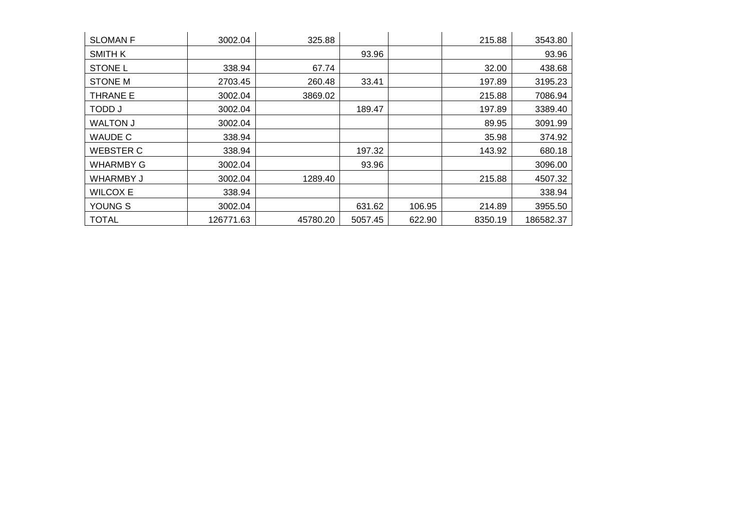| | | | | | | |
|---|---|---|---|---|---|---|
| SLOMAN F | 3002.04 | 325.88 | | | 215.88 | 3543.80 |
| SMITH K | | | 93.96 | | | 93.96 |
| STONE L | 338.94 | 67.74 | | | 32.00 | 438.68 |
| STONE M | 2703.45 | 260.48 | 33.41 | | 197.89 | 3195.23 |
| THRANE E | 3002.04 | 3869.02 | | | 215.88 | 7086.94 |
| TODD J | 3002.04 | | 189.47 | | 197.89 | 3389.40 |
| WALTON J | 3002.04 | | | | 89.95 | 3091.99 |
| WAUDE C | 338.94 | | | | 35.98 | 374.92 |
| WEBSTER C | 338.94 | | 197.32 | | 143.92 | 680.18 |
| WHARMBY G | 3002.04 | | 93.96 | | | 3096.00 |
| WHARMBY J | 3002.04 | 1289.40 | | | 215.88 | 4507.32 |
| WILCOX E | 338.94 | | | | | 338.94 |
| YOUNG S | 3002.04 | | 631.62 | 106.95 | 214.89 | 3955.50 |
| TOTAL | 126771.63 | 45780.20 | 5057.45 | 622.90 | 8350.19 | 186582.37 |